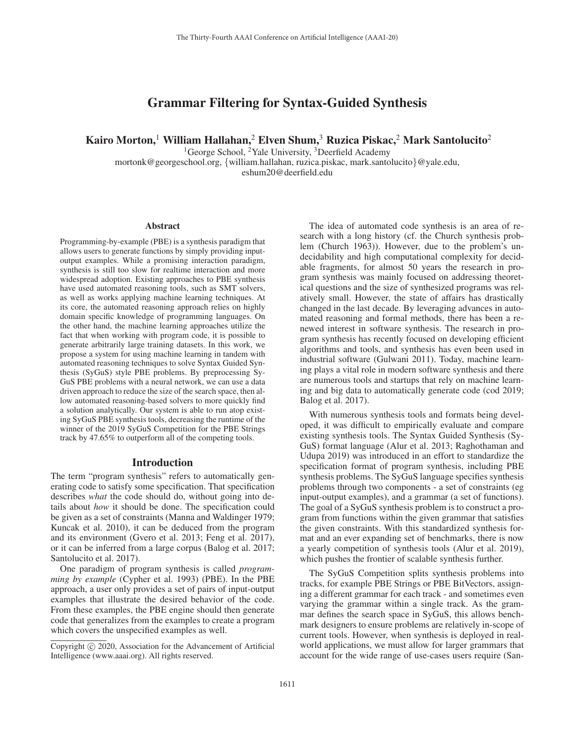# Grammar Filtering for Syntax-Guided Synthesis

**Kairo Morton,[1] William Hallahan,[2] Elven Shum,[3] Ruzica Piskac,[2] Mark Santolucito[2]**

[1]George School, [2]Yale University, [3]Deerfield Academy

mortonk@georgeschool.org, {william.hallahan, ruzica.piskac, mark.santolucito}@yale.edu, eshum20@deerfield.edu

## Abstract

Programming-by-example (PBE) is a synthesis paradigm that allows users to generate functions by simply providing input-output examples. While a promising interaction paradigm, synthesis is still too slow for realtime interaction and more widespread adoption. Existing approaches to PBE synthesis have used automated reasoning tools, such as SMT solvers, as well as works applying machine learning techniques. At its core, the automated reasoning approach relies on highly domain specific knowledge of programming languages. On the other hand, the machine learning approaches utilize the fact that when working with program code, it is possible to generate arbitrarily large training datasets. In this work, we propose a system for using machine learning in tandem with automated reasoning techniques to solve Syntax Guided Synthesis (SyGuS) style PBE problems. By preprocessing SyGuS PBE problems with a neural network, we can use a data driven approach to reduce the size of the search space, then allow automated reasoning-based solvers to more quickly find a solution analytically. Our system is able to run atop existing SyGuS PBE synthesis tools, decreasing the runtime of the winner of the 2019 SyGuS Competition for the PBE Strings track by 47.65% to outperform all of the competing tools.

## Introduction

The term "program synthesis" refers to automatically generating code to satisfy some specification. That specification describes *what* the code should do, without going into details about *how* it should be done. The specification could be given as a set of constraints (Manna and Waldinger 1979; Kuncak et al. 2010), it can be deduced from the program and its environment (Gvero et al. 2013; Feng et al. 2017), or it can be inferred from a large corpus (Balog et al. 2017; Santolucito et al. 2017).

One paradigm of program synthesis is called *programming by example* (Cypher et al. 1993) (PBE). In the PBE approach, a user only provides a set of pairs of input-output examples that illustrate the desired behavior of the code. From these examples, the PBE engine should then generate code that generalizes from the examples to create a program which covers the unspecified examples as well.

The idea of automated code synthesis is an area of research with a long history (cf. the Church synthesis problem (Church 1963)). However, due to the problem's undecidability and high computational complexity for decidable fragments, for almost 50 years the research in program synthesis was mainly focused on addressing theoretical questions and the size of synthesized programs was relatively small. However, the state of affairs has drastically changed in the last decade. By leveraging advances in automated reasoning and formal methods, there has been a renewed interest in software synthesis. The research in program synthesis has recently focused on developing efficient algorithms and tools, and synthesis has even been used in industrial software (Gulwani 2011). Today, machine learning plays a vital role in modern software synthesis and there are numerous tools and startups that rely on machine learning and big data to automatically generate code (cod 2019; Balog et al. 2017).

With numerous synthesis tools and formats being developed, it was difficult to empirically evaluate and compare existing synthesis tools. The Syntax Guided Synthesis (SyGuS) format language (Alur et al. 2013; Raghothaman and Udupa 2019) was introduced in an effort to standardize the specification format of program synthesis, including PBE synthesis problems. The SyGuS language specifies synthesis problems through two components - a set of constraints (eg input-output examples), and a grammar (a set of functions). The goal of a SyGuS synthesis problem is to construct a program from functions within the given grammar that satisfies the given constraints. With this standardized synthesis format and an ever expanding set of benchmarks, there is now a yearly competition of synthesis tools (Alur et al. 2019), which pushes the frontier of scalable synthesis further.

The SyGuS Competition splits synthesis problems into tracks, for example PBE Strings or PBE BitVectors, assigning a different grammar for each track - and sometimes even varying the grammar within a single track. As the grammar defines the search space in SyGuS, this allows benchmark designers to ensure problems are relatively in-scope of current tools. However, when synthesis is deployed in real-world applications, we must allow for larger grammars that account for the wide range of use-cases users require (San-

Copyright © 2020, Association for the Advancement of Artificial Intelligence (www.aaai.org). All rights reserved.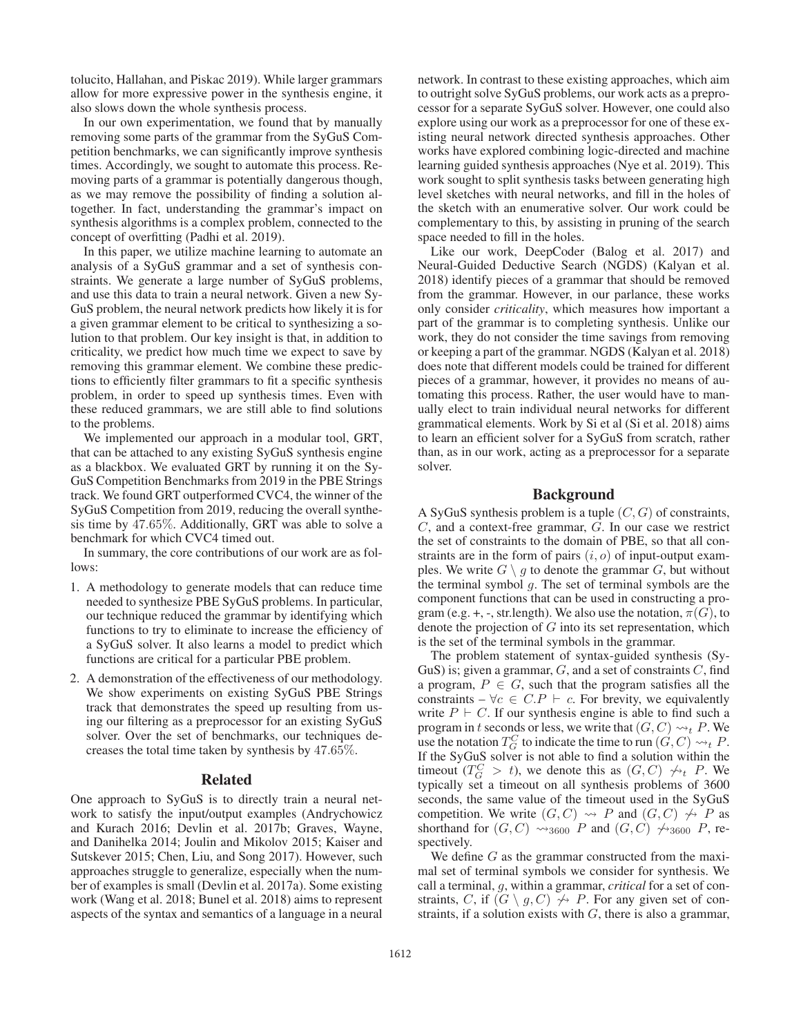tolucito, Hallahan, and Piskac 2019). While larger grammars allow for more expressive power in the synthesis engine, it also slows down the whole synthesis process.

In our own experimentation, we found that by manually removing some parts of the grammar from the SyGuS Competition benchmarks, we can significantly improve synthesis times. Accordingly, we sought to automate this process. Removing parts of a grammar is potentially dangerous though, as we may remove the possibility of finding a solution altogether. In fact, understanding the grammar's impact on synthesis algorithms is a complex problem, connected to the concept of overfitting (Padhi et al. 2019).

In this paper, we utilize machine learning to automate an analysis of a SyGuS grammar and a set of synthesis constraints. We generate a large number of SyGuS problems, and use this data to train a neural network. Given a new SyGuS problem, the neural network predicts how likely it is for a given grammar element to be critical to synthesizing a solution to that problem. Our key insight is that, in addition to criticality, we predict how much time we expect to save by removing this grammar element. We combine these predictions to efficiently filter grammars to fit a specific synthesis problem, in order to speed up synthesis times. Even with these reduced grammars, we are still able to find solutions to the problems.

We implemented our approach in a modular tool, GRT, that can be attached to any existing SyGuS synthesis engine as a blackbox. We evaluated GRT by running it on the SyGuS Competition Benchmarks from 2019 in the PBE Strings track. We found GRT outperformed CVC4, the winner of the SyGuS Competition from 2019, reducing the overall synthesis time by $47.65\%$. Additionally, GRT was able to solve a benchmark for which CVC4 timed out.

In summary, the core contributions of our work are as follows:

1. A methodology to generate models that can reduce time needed to synthesize PBE SyGuS problems. In particular, our technique reduced the grammar by identifying which functions to try to eliminate to increase the efficiency of a SyGuS solver. It also learns a model to predict which functions are critical for a particular PBE problem.
2. A demonstration of the effectiveness of our methodology. We show experiments on existing SyGuS PBE Strings track that demonstrates the speed up resulting from using our filtering as a preprocessor for an existing SyGuS solver. Over the set of benchmarks, our techniques decreases the total time taken by synthesis by $47.65\%$.

## Related

One approach to SyGuS is to directly train a neural network to satisfy the input/output examples (Andrychowicz and Kurach 2016; Devlin et al. 2017b; Graves, Wayne, and Danihelka 2014; Joulin and Mikolov 2015; Kaiser and Sutskever 2015; Chen, Liu, and Song 2017). However, such approaches struggle to generalize, especially when the number of examples is small (Devlin et al. 2017a). Some existing work (Wang et al. 2018; Bunel et al. 2018) aims to represent aspects of the syntax and semantics of a language in a neural network. In contrast to these existing approaches, which aim to outright solve SyGuS problems, our work acts as a preprocessor for a separate SyGuS solver. However, one could also explore using our work as a preprocessor for one of these existing neural network directed synthesis approaches. Other works have explored combining logic-directed and machine learning guided synthesis approaches (Nye et al. 2019). This work sought to split synthesis tasks between generating high level sketches with neural networks, and fill in the holes of the sketch with an enumerative solver. Our work could be complementary to this, by assisting in pruning of the search space needed to fill in the holes.

Like our work, DeepCoder (Balog et al. 2017) and Neural-Guided Deductive Search (NGDS) (Kalyan et al. 2018) identify pieces of a grammar that should be removed from the grammar. However, in our parlance, these works only consider *criticality*, which measures how important a part of the grammar is to completing synthesis. Unlike our work, they do not consider the time savings from removing or keeping a part of the grammar. NGDS (Kalyan et al. 2018) does note that different models could be trained for different pieces of a grammar, however, it provides no means of automating this process. Rather, the user would have to manually elect to train individual neural networks for different grammatical elements. Work by Si et al (Si et al. 2018) aims to learn an efficient solver for a SyGuS from scratch, rather than, as in our work, acting as a preprocessor for a separate solver.

## Background

A SyGuS synthesis problem is a tuple $(C, G)$ of constraints, $C$, and a context-free grammar, $G$. In our case we restrict the set of constraints to the domain of PBE, so that all constraints are in the form of pairs $(i, o)$ of input-output examples. We write $G \setminus g$ to denote the grammar $G$, but without the terminal symbol $g$. The set of terminal symbols are the component functions that can be used in constructing a program (e.g. +, -, str.length). We also use the notation, $\pi(G)$, to denote the projection of $G$ into its set representation, which is the set of the terminal symbols in the grammar.

The problem statement of syntax-guided synthesis (SyGuS) is; given a grammar, $G$, and a set of constraints $C$, find a program, $P \in G$, such that the program satisfies all the constraints – $\forall c \in C. P \vdash c$. For brevity, we equivalently write $P \vdash C$. If our synthesis engine is able to find such a program in $t$ seconds or less, we write that $(G, C) \rightsquigarrow_t P$. We use the notation $T_G^C$ to indicate the time to run $(G, C) \rightsquigarrow_t P$. If the SyGuS solver is not able to find a solution within the timeout ($T_G^C > t$), we denote this as $(G, C) \not\rightsquigarrow_t P$. We typically set a timeout on all synthesis problems of 3600 seconds, the same value of the timeout used in the SyGuS competition. We write $(G, C) \rightsquigarrow P$ and $(G, C) \not\rightsquigarrow P$ as shorthand for $(G, C) \rightsquigarrow_{3600} P$ and $(G, C) \not\rightsquigarrow_{3600} P$, respectively.

We define $G$ as the grammar constructed from the maximal set of terminal symbols we consider for synthesis. We call a terminal, $g$, within a grammar, *critical* for a set of constraints, $C$, if $(G \setminus g, C) \not\rightsquigarrow P$. For any given set of constraints, if a solution exists with $G$, there is also a grammar,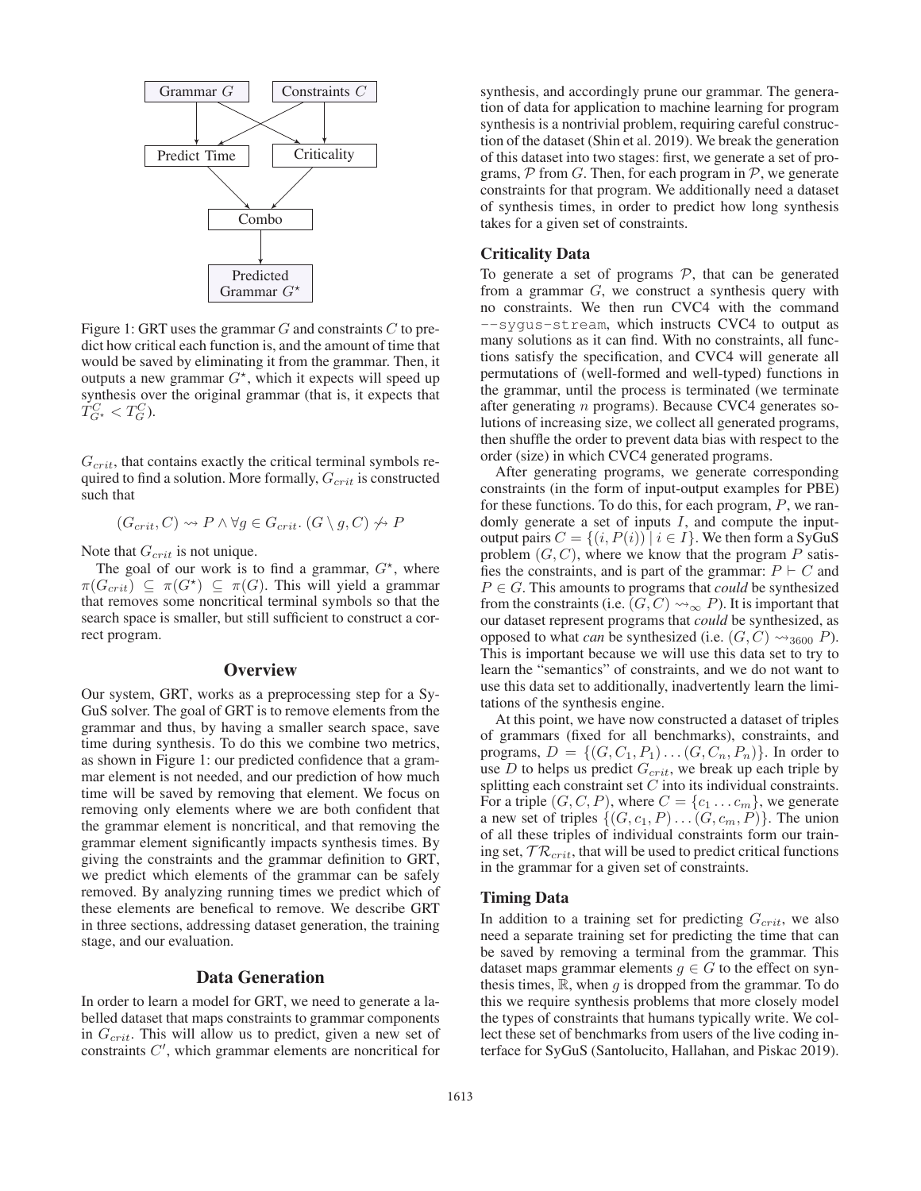Figure 1: GRT uses the grammar $G$ and constraints $C$ to predict how critical each function is, and the amount of time that would be saved by eliminating it from the grammar. Then, it outputs a new grammar $G^\star$, which it expects will speed up synthesis over the original grammar (that is, it expects that $T^C_{G^\star} < T^C_G$).

$G_{crit}$, that contains exactly the critical terminal symbols required to find a solution. More formally, $G_{crit}$ is constructed such that

$$(G_{crit}, C) \rightsquigarrow P \land \forall g \in G_{crit}.\ (G \setminus g, C) \not\rightsquigarrow P$$

Note that $G_{crit}$ is not unique.

The goal of our work is to find a grammar, $G^\star$, where $\pi(G_{crit}) \subseteq \pi(G^\star) \subseteq \pi(G)$. This will yield a grammar that removes some noncritical terminal symbols so that the search space is smaller, but still sufficient to construct a correct program.

## Overview

Our system, GRT, works as a preprocessing step for a SyGuS solver. The goal of GRT is to remove elements from the grammar and thus, by having a smaller search space, save time during synthesis. To do this we combine two metrics, as shown in Figure 1: our predicted confidence that a grammar element is not needed, and our prediction of how much time will be saved by removing that element. We focus on removing only elements where we are both confident that the grammar element is noncritical, and that removing the grammar element significantly impacts synthesis times. By giving the constraints and the grammar definition to GRT, we predict which elements of the grammar can be safely removed. By analyzing running times we predict which of these elements are benefical to remove. We describe GRT in three sections, addressing dataset generation, the training stage, and our evaluation.

## Data Generation

In order to learn a model for GRT, we need to generate a labelled dataset that maps constraints to grammar components in $G_{crit}$. This will allow us to predict, given a new set of constraints $C'$, which grammar elements are noncritical for synthesis, and accordingly prune our grammar. The generation of data for application to machine learning for program synthesis is a nontrivial problem, requiring careful construction of the dataset (Shin et al. 2019). We break the generation of this dataset into two stages: first, we generate a set of programs, $\mathcal{P}$ from $G$. Then, for each program in $\mathcal{P}$, we generate constraints for that program. We additionally need a dataset of synthesis times, in order to predict how long synthesis takes for a given set of constraints.

### Criticality Data

To generate a set of programs $\mathcal{P}$, that can be generated from a grammar $G$, we construct a synthesis query with no constraints. We then run CVC4 with the command `--sygus-stream`, which instructs CVC4 to output as many solutions as it can find. With no constraints, all functions satisfy the specification, and CVC4 will generate all permutations of (well-formed and well-typed) functions in the grammar, until the process is terminated (we terminate after generating $n$ programs). Because CVC4 generates solutions of increasing size, we collect all generated programs, then shuffle the order to prevent data bias with respect to the order (size) in which CVC4 generated programs.

After generating programs, we generate corresponding constraints (in the form of input-output examples for PBE) for these functions. To do this, for each program, $P$, we randomly generate a set of inputs $I$, and compute the input-output pairs $C = \{(i, P(i)) \mid i \in I\}$. We then form a SyGuS problem $(G, C)$, where we know that the program $P$ satisfies the constraints, and is part of the grammar: $P \vdash C$ and $P \in G$. This amounts to programs that *could* be synthesized from the constraints (i.e. $(G, C) \rightsquigarrow_\infty P$). It is important that our dataset represent programs that *could* be synthesized, as opposed to what *can* be synthesized (i.e. $(G, C) \rightsquigarrow_{3600} P$). This is important because we will use this data set to try to learn the "semantics" of constraints, and we do not want to use this data set to additionally, inadvertently learn the limitations of the synthesis engine.

At this point, we have now constructed a dataset of triples of grammars (fixed for all benchmarks), constraints, and programs, $D = \{(G, C_1, P_1) \ldots (G, C_n, P_n)\}$. In order to use $D$ to helps us predict $G_{crit}$, we break up each triple by splitting each constraint set $C$ into its individual constraints. For a triple $(G, C, P)$, where $C = \{c_1 \ldots c_m\}$, we generate a new set of triples $\{(G, c_1, P) \ldots (G, c_m, P)\}$. The union of all these triples of individual constraints form our training set, $\mathcal{TR}_{crit}$, that will be used to predict critical functions in the grammar for a given set of constraints.

### Timing Data

In addition to a training set for predicting $G_{crit}$, we also need a separate training set for predicting the time that can be saved by removing a terminal from the grammar. This dataset maps grammar elements $g \in G$ to the effect on synthesis times, $\mathbb{R}$, when $g$ is dropped from the grammar. To do this we require synthesis problems that more closely model the types of constraints that humans typically write. We collect these set of benchmarks from users of the live coding interface for SyGuS (Santolucito, Hallahan, and Piskac 2019).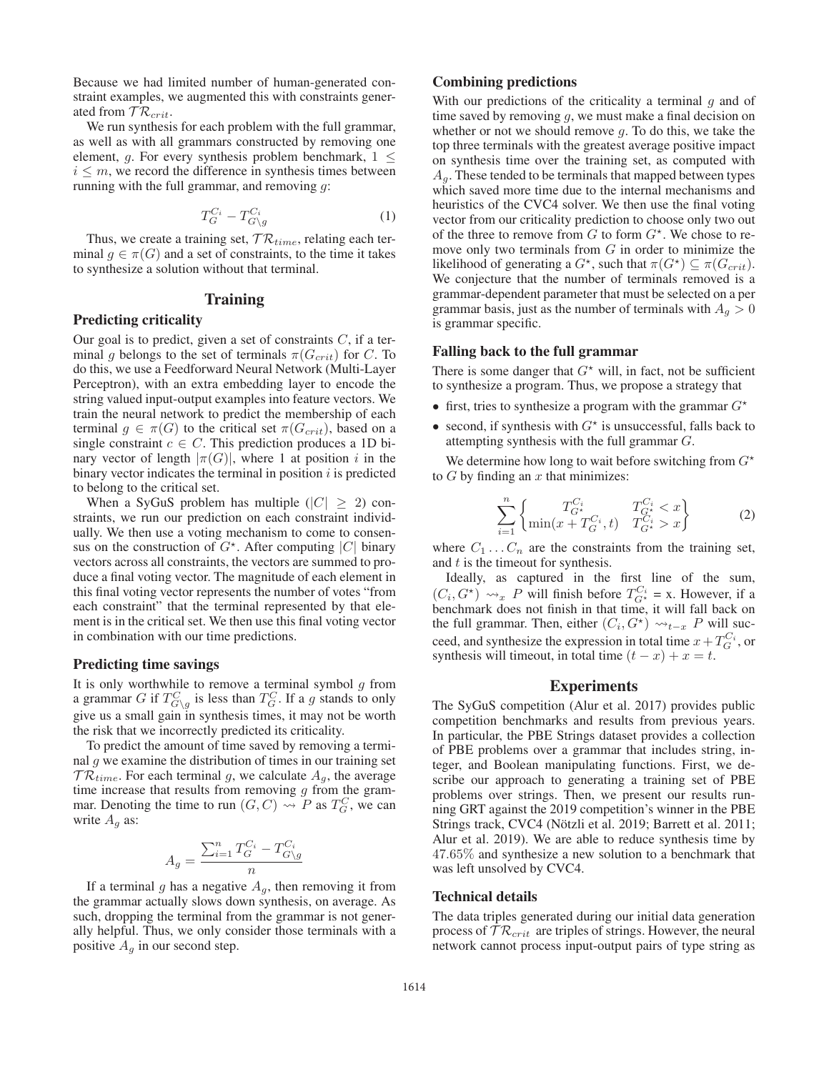Because we had limited number of human-generated constraint examples, we augmented this with constraints generated from $\mathcal{TR}_{crit}$.

We run synthesis for each problem with the full grammar, as well as with all grammars constructed by removing one element, $g$. For every synthesis problem benchmark, $1 \leq i \leq m$, we record the difference in synthesis times between running with the full grammar, and removing $g$:

$$T_G^{C_i} - T_{G \setminus g}^{C_i} \tag{1}$$

Thus, we create a training set, $\mathcal{TR}_{time}$, relating each terminal $g \in \pi(G)$ and a set of constraints, to the time it takes to synthesize a solution without that terminal.

## Training

### Predicting criticality

Our goal is to predict, given a set of constraints $C$, if a terminal $g$ belongs to the set of terminals $\pi(G_{crit})$ for $C$. To do this, we use a Feedforward Neural Network (Multi-Layer Perceptron), with an extra embedding layer to encode the string valued input-output examples into feature vectors. We train the neural network to predict the membership of each terminal $g \in \pi(G)$ to the critical set $\pi(G_{crit})$, based on a single constraint $c \in C$. This prediction produces a 1D binary vector of length $|\pi(G)|$, where 1 at position $i$ in the binary vector indicates the terminal in position $i$ is predicted to belong to the critical set.

When a SyGuS problem has multiple ($|C| \geq 2$) constraints, we run our prediction on each constraint individually. We then use a voting mechanism to come to consensus on the construction of $G^\star$. After computing $|C|$ binary vectors across all constraints, the vectors are summed to produce a final voting vector. The magnitude of each element in this final voting vector represents the number of votes "from each constraint" that the terminal represented by that element is in the critical set. We then use this final voting vector in combination with our time predictions.

### Predicting time savings

It is only worthwhile to remove a terminal symbol $g$ from a grammar $G$ if $T_{G \setminus g}^{C}$ is less than $T_G^C$. If a $g$ stands to only give us a small gain in synthesis times, it may not be worth the risk that we incorrectly predicted its criticality.

To predict the amount of time saved by removing a terminal $g$ we examine the distribution of times in our training set $\mathcal{TR}_{time}$. For each terminal $g$, we calculate $A_g$, the average time increase that results from removing $g$ from the grammar. Denoting the time to run $(G, C) \rightsquigarrow P$ as $T_G^C$, we can write $A_g$ as:

$$A_g = \frac{\sum_{i=1}^{n} T_G^{C_i} - T_{G \setminus g}^{C_i}}{n}$$

If a terminal $g$ has a negative $A_g$, then removing it from the grammar actually slows down synthesis, on average. As such, dropping the terminal from the grammar is not generally helpful. Thus, we only consider those terminals with a positive $A_g$ in our second step.

### Combining predictions

With our predictions of the criticality a terminal $g$ and of time saved by removing $g$, we must make a final decision on whether or not we should remove $g$. To do this, we take the top three terminals with the greatest average positive impact on synthesis time over the training set, as computed with $A_g$. These tended to be terminals that mapped between types which saved more time due to the internal mechanisms and heuristics of the CVC4 solver. We then use the final voting vector from our criticality prediction to choose only two out of the three to remove from $G$ to form $G^\star$. We chose to remove only two terminals from $G$ in order to minimize the likelihood of generating a $G^\star$, such that $\pi(G^\star) \subseteq \pi(G_{crit})$. We conjecture that the number of terminals removed is a grammar-dependent parameter that must be selected on a per grammar basis, just as the number of terminals with $A_g > 0$ is grammar specific.

### Falling back to the full grammar

There is some danger that $G^\star$ will, in fact, not be sufficient to synthesize a program. Thus, we propose a strategy that

- first, tries to synthesize a program with the grammar $G^\star$
- second, if synthesis with $G^\star$ is unsuccessful, falls back to attempting synthesis with the full grammar $G$.

We determine how long to wait before switching from $G^\star$ to $G$ by finding an $x$ that minimizes:

$$\sum_{i=1}^{n} \begin{Bmatrix} T_{G^\star}^{C_i} & T_{G^\star}^{C_i} < x \\ \min(x + T_G^{C_i}, t) & T_{G^\star}^{C_i} > x \end{Bmatrix} \tag{2}$$

where $C_1 \ldots C_n$ are the constraints from the training set, and $t$ is the timeout for synthesis.

Ideally, as captured in the first line of the sum, $(C_i, G^\star) \rightsquigarrow_x P$ will finish before $T_{G^\star}^{C_i}$ = x. However, if a benchmark does not finish in that time, it will fall back on the full grammar. Then, either $(C_i, G^\star) \rightsquigarrow_{t-x} P$ will succeed, and synthesize the expression in total time $x + T_G^{C_i}$, or synthesis will timeout, in total time $(t - x) + x = t$.

## Experiments

The SyGuS competition (Alur et al. 2017) provides public competition benchmarks and results from previous years. In particular, the PBE Strings dataset provides a collection of PBE problems over a grammar that includes string, integer, and Boolean manipulating functions. First, we describe our approach to generating a training set of PBE problems over strings. Then, we present our results running GRT against the 2019 competition's winner in the PBE Strings track, CVC4 (Nötzli et al. 2019; Barrett et al. 2011; Alur et al. 2019). We are able to reduce synthesis time by 47.65% and synthesize a new solution to a benchmark that was left unsolved by CVC4.

### Technical details

The data triples generated during our initial data generation process of $\mathcal{TR}_{crit}$ are triples of strings. However, the neural network cannot process input-output pairs of type string as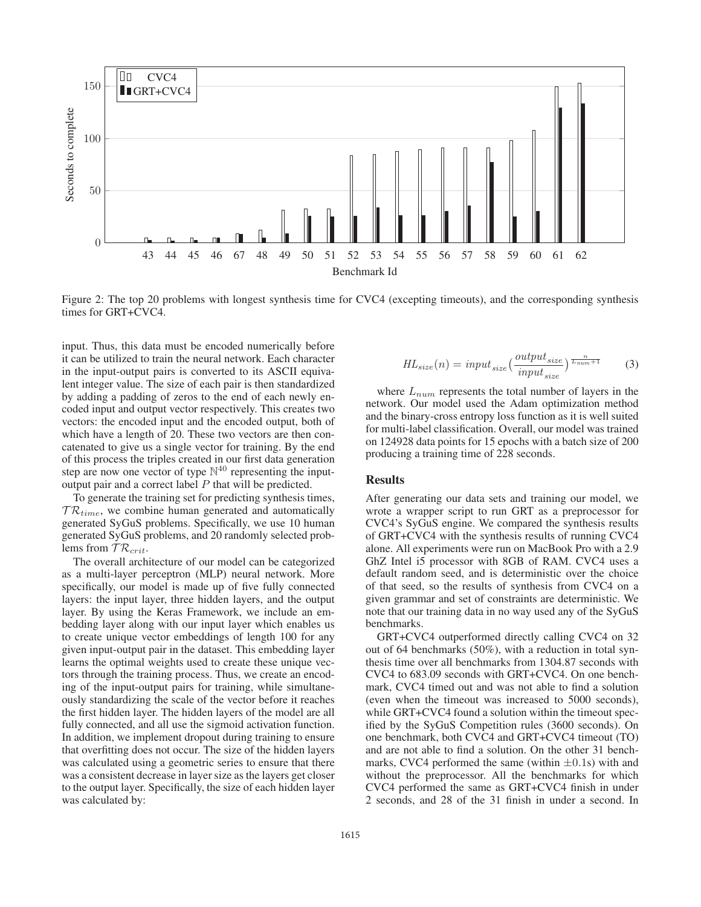Figure 2: The top 20 problems with longest synthesis time for CVC4 (excepting timeouts), and the corresponding synthesis times for GRT+CVC4.

input. Thus, this data must be encoded numerically before it can be utilized to train the neural network. Each character in the input-output pairs is converted to its ASCII equivalent integer value. The size of each pair is then standardized by adding a padding of zeros to the end of each newly encoded input and output vector respectively. This creates two vectors: the encoded input and the encoded output, both of which have a length of 20. These two vectors are then concatenated to give us a single vector for training. By the end of this process the triples created in our first data generation step are now one vector of type $\mathbb{N}^{40}$ representing the input-output pair and a correct label $P$ that will be predicted.

To generate the training set for predicting synthesis times, $\mathcal{TR}_{time}$, we combine human generated and automatically generated SyGuS problems. Specifically, we use 10 human generated SyGuS problems, and 20 randomly selected problems from $\mathcal{TR}_{crit}$.

The overall architecture of our model can be categorized as a multi-layer perceptron (MLP) neural network. More specifically, our model is made up of five fully connected layers: the input layer, three hidden layers, and the output layer. By using the Keras Framework, we include an embedding layer along with our input layer which enables us to create unique vector embeddings of length 100 for any given input-output pair in the dataset. This embedding layer learns the optimal weights used to create these unique vectors through the training process. Thus, we create an encoding of the input-output pairs for training, while simultaneously standardizing the scale of the vector before it reaches the first hidden layer. The hidden layers of the model are all fully connected, and all use the sigmoid activation function. In addition, we implement dropout during training to ensure that overfitting does not occur. The size of the hidden layers was calculated using a geometric series to ensure that there was a consistent decrease in layer size as the layers get closer to the output layer. Specifically, the size of each hidden layer was calculated by:

$$HL_{size}(n) = input_{size}\left(\frac{output_{size}}{input_{size}}\right)^{\frac{n}{L_{num}+1}} \tag{3}$$

where $L_{num}$ represents the total number of layers in the network. Our model used the Adam optimization method and the binary-cross entropy loss function as it is well suited for multi-label classification. Overall, our model was trained on 124928 data points for 15 epochs with a batch size of 200 producing a training time of 228 seconds.

## Results

After generating our data sets and training our model, we wrote a wrapper script to run GRT as a preprocessor for CVC4's SyGuS engine. We compared the synthesis results of GRT+CVC4 with the synthesis results of running CVC4 alone. All experiments were run on MacBook Pro with a 2.9 GhZ Intel i5 processor with 8GB of RAM. CVC4 uses a default random seed, and is deterministic over the choice of that seed, so the results of synthesis from CVC4 on a given grammar and set of constraints are deterministic. We note that our training data in no way used any of the SyGuS benchmarks.

GRT+CVC4 outperformed directly calling CVC4 on 32 out of 64 benchmarks (50%), with a reduction in total synthesis time over all benchmarks from 1304.87 seconds with CVC4 to 683.09 seconds with GRT+CVC4. On one benchmark, CVC4 timed out and was not able to find a solution (even when the timeout was increased to 5000 seconds), while GRT+CVC4 found a solution within the timeout specified by the SyGuS Competition rules (3600 seconds). On one benchmark, both CVC4 and GRT+CVC4 timeout (TO) and are not able to find a solution. On the other 31 benchmarks, CVC4 performed the same (within $\pm 0.1$s) with and without the preprocessor. All the benchmarks for which CVC4 performed the same as GRT+CVC4 finish in under 2 seconds, and 28 of the 31 finish in under a second. In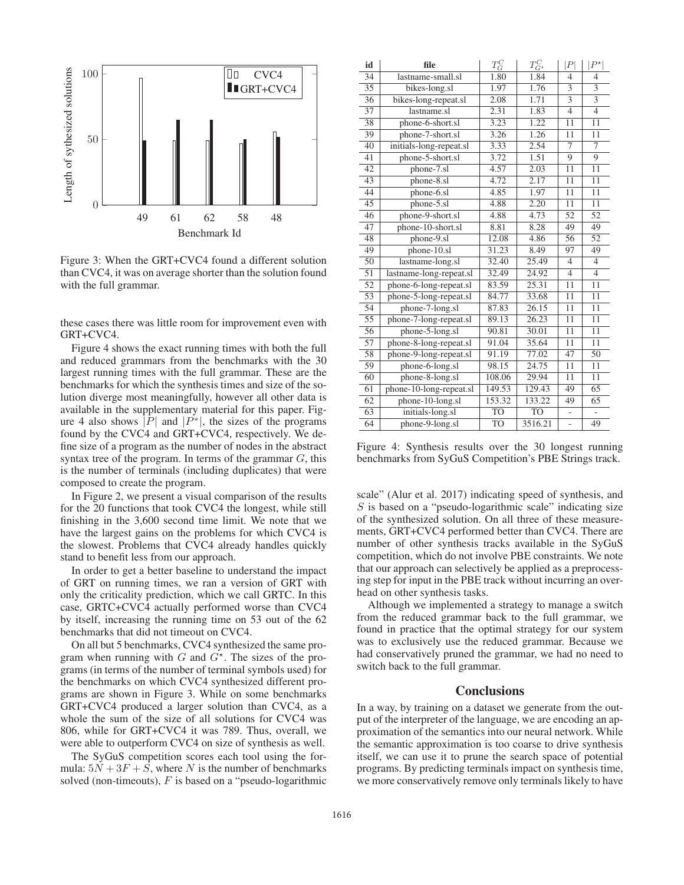Figure 3: When the GRT+CVC4 found a different solution than CVC4, it was on average shorter than the solution found with the full grammar.

these cases there was little room for improvement even with GRT+CVC4.

Figure 4 shows the exact running times with both the full and reduced grammars from the benchmarks with the 30 largest running times with the full grammar. These are the benchmarks for which the synthesis times and size of the solution diverge most meaningfully, however all other data is available in the supplementary material for this paper. Figure 4 also shows $|P|$ and $|P^*|$, the sizes of the programs found by the CVC4 and GRT+CVC4, respectively. We define size of a program as the number of nodes in the abstract syntax tree of the program. In terms of the grammar $G$, this is the number of terminals (including duplicates) that were composed to create the program.

In Figure 2, we present a visual comparison of the results for the 20 functions that took CVC4 the longest, while still finishing in the 3,600 second time limit. We note that we have the largest gains on the problems for which CVC4 is the slowest. Problems that CVC4 already handles quickly stand to benefit less from our approach.

In order to get a better baseline to understand the impact of GRT on running times, we ran a version of GRT with only the criticality prediction, which we call GRTC. In this case, GRTC+CVC4 actually performed worse than CVC4 by itself, increasing the running time on 53 out of the 62 benchmarks that did not timeout on CVC4.

On all but 5 benchmarks, CVC4 synthesized the same program when running with $G$ and $G^{\star}$. The sizes of the programs (in terms of the number of terminal symbols used) for the benchmarks on which CVC4 synthesized different programs are shown in Figure 3. While on some benchmarks GRT+CVC4 produced a larger solution than CVC4, as a whole the sum of the size of all solutions for CVC4 was 806, while for GRT+CVC4 it was 789. Thus, overall, we were able to outperform CVC4 on size of synthesis as well.

The SyGuS competition scores each tool using the formula: $5N + 3F + S$, where $N$ is the number of benchmarks solved (non-timeouts), $F$ is based on a "pseudo-logarithmic scale" (Alur et al. 2017) indicating speed of synthesis, and $S$ is based on a "pseudo-logarithmic scale" indicating size of the synthesized solution. On all three of these measurements, GRT+CVC4 performed better than CVC4. There are number of other synthesis tracks available in the SyGuS competition, which do not involve PBE constraints. We note that our approach can selectively be applied as a preprocessing step for input in the PBE track without incurring an overhead on other synthesis tasks.

| id | file | $T_G^C$ | $T_{G^\star}^C$ | $\lvert P\rvert$ | $\lvert P^\star\rvert$ |
|---|---|---|---|---|---|
| 34 | lastname-small.sl | 1.80 | 1.84 | 4 | 4 |
| 35 | bikes-long.sl | 1.97 | 1.76 | 3 | 3 |
| 36 | bikes-long-repeat.sl | 2.08 | 1.71 | 3 | 3 |
| 37 | lastname.sl | 2.31 | 1.83 | 4 | 4 |
| 38 | phone-6-short.sl | 3.23 | 1.22 | 11 | 11 |
| 39 | phone-7-short.sl | 3.26 | 1.26 | 11 | 11 |
| 40 | initials-long-repeat.sl | 3.33 | 2.54 | 7 | 7 |
| 41 | phone-5-short.sl | 3.72 | 1.51 | 9 | 9 |
| 42 | phone-7.sl | 4.57 | 2.03 | 11 | 11 |
| 43 | phone-8.sl | 4.72 | 2.17 | 11 | 11 |
| 44 | phone-6.sl | 4.85 | 1.97 | 11 | 11 |
| 45 | phone-5.sl | 4.88 | 2.20 | 11 | 11 |
| 46 | phone-9-short.sl | 4.88 | 4.73 | 52 | 52 |
| 47 | phone-10-short.sl | 8.81 | 8.28 | 49 | 49 |
| 48 | phone-9.sl | 12.08 | 4.86 | 56 | 52 |
| 49 | phone-10.sl | 31.23 | 8.49 | 97 | 49 |
| 50 | lastname-long.sl | 32.40 | 25.49 | 4 | 4 |
| 51 | lastname-long-repeat.sl | 32.49 | 24.92 | 4 | 4 |
| 52 | phone-6-long-repeat.sl | 83.59 | 25.31 | 11 | 11 |
| 53 | phone-5-long-repeat.sl | 84.77 | 33.68 | 11 | 11 |
| 54 | phone-7-long.sl | 87.83 | 26.15 | 11 | 11 |
| 55 | phone-7-long-repeat.sl | 89.13 | 26.23 | 11 | 11 |
| 56 | phone-5-long.sl | 90.81 | 30.01 | 11 | 11 |
| 57 | phone-8-long-repeat.sl | 91.04 | 35.64 | 11 | 11 |
| 58 | phone-9-long-repeat.sl | 91.19 | 77.02 | 47 | 50 |
| 59 | phone-6-long.sl | 98.15 | 24.75 | 11 | 11 |
| 60 | phone-8-long.sl | 108.06 | 29.94 | 11 | 11 |
| 61 | phone-10-long-repeat.sl | 149.53 | 129.43 | 49 | 65 |
| 62 | phone-10-long.sl | 153.32 | 133.22 | 49 | 65 |
| 63 | initials-long.sl | TO | TO | - | - |
| 64 | phone-9-long.sl | TO | 3516.21 | - | 49 |

Figure 4: Synthesis results over the 30 longest running benchmarks from SyGuS Competition's PBE Strings track.

Although we implemented a strategy to manage a switch from the reduced grammar back to the full grammar, we found in practice that the optimal strategy for our system was to exclusively use the reduced grammar. Because we had conservatively pruned the grammar, we had no need to switch back to the full grammar.

## Conclusions

In a way, by training on a dataset we generate from the output of the interpreter of the language, we are encoding an approximation of the semantics into our neural network. While the semantic approximation is too coarse to drive synthesis itself, we can use it to prune the search space of potential programs. By predicting terminals impact on synthesis time, we more conservatively remove only terminals likely to have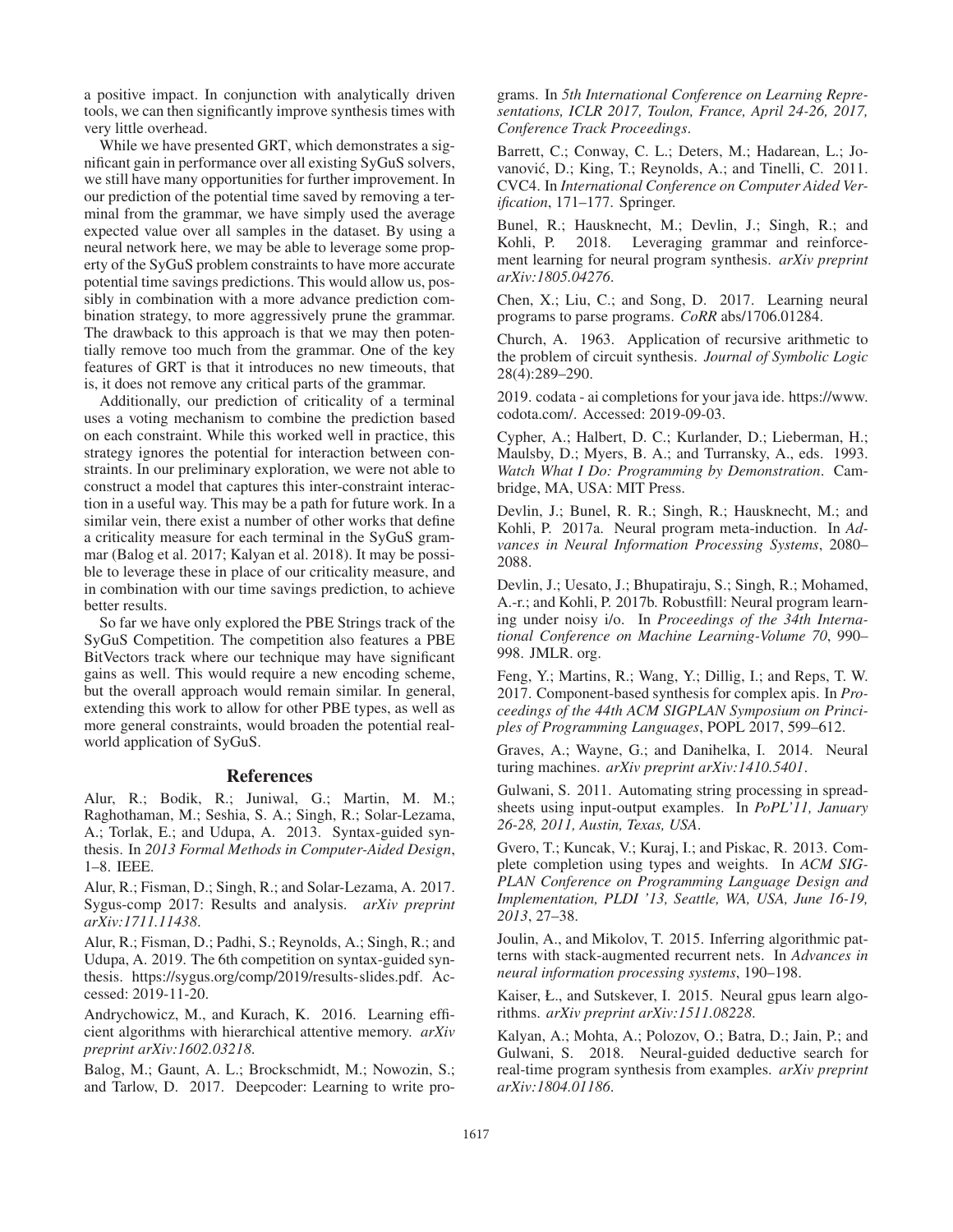a positive impact. In conjunction with analytically driven tools, we can then significantly improve synthesis times with very little overhead.

While we have presented GRT, which demonstrates a significant gain in performance over all existing SyGuS solvers, we still have many opportunities for further improvement. In our prediction of the potential time saved by removing a terminal from the grammar, we have simply used the average expected value over all samples in the dataset. By using a neural network here, we may be able to leverage some property of the SyGuS problem constraints to have more accurate potential time savings predictions. This would allow us, possibly in combination with a more advance prediction combination strategy, to more aggressively prune the grammar. The drawback to this approach is that we may then potentially remove too much from the grammar. One of the key features of GRT is that it introduces no new timeouts, that is, it does not remove any critical parts of the grammar.

Additionally, our prediction of criticality of a terminal uses a voting mechanism to combine the prediction based on each constraint. While this worked well in practice, this strategy ignores the potential for interaction between constraints. In our preliminary exploration, we were not able to construct a model that captures this inter-constraint interaction in a useful way. This may be a path for future work. In a similar vein, there exist a number of other works that define a criticality measure for each terminal in the SyGuS grammar (Balog et al. 2017; Kalyan et al. 2018). It may be possible to leverage these in place of our criticality measure, and in combination with our time savings prediction, to achieve better results.

So far we have only explored the PBE Strings track of the SyGuS Competition. The competition also features a PBE BitVectors track where our technique may have significant gains as well. This would require a new encoding scheme, but the overall approach would remain similar. In general, extending this work to allow for other PBE types, as well as more general constraints, would broaden the potential real-world application of SyGuS.

## References

Alur, R.; Bodik, R.; Juniwal, G.; Martin, M. M.; Raghothaman, M.; Seshia, S. A.; Singh, R.; Solar-Lezama, A.; Torlak, E.; and Udupa, A. 2013. Syntax-guided synthesis. In *2013 Formal Methods in Computer-Aided Design*, 1–8. IEEE.

Alur, R.; Fisman, D.; Singh, R.; and Solar-Lezama, A. 2017. Sygus-comp 2017: Results and analysis. *arXiv preprint arXiv:1711.11438*.

Alur, R.; Fisman, D.; Padhi, S.; Reynolds, A.; Singh, R.; and Udupa, A. 2019. The 6th competition on syntax-guided synthesis. https://sygus.org/comp/2019/results-slides.pdf. Accessed: 2019-11-20.

Andrychowicz, M., and Kurach, K. 2016. Learning efficient algorithms with hierarchical attentive memory. *arXiv preprint arXiv:1602.03218*.

Balog, M.; Gaunt, A. L.; Brockschmidt, M.; Nowozin, S.; and Tarlow, D. 2017. Deepcoder: Learning to write programs. In *5th International Conference on Learning Representations, ICLR 2017, Toulon, France, April 24-26, 2017, Conference Track Proceedings*.

Barrett, C.; Conway, C. L.; Deters, M.; Hadarean, L.; Jovanović, D.; King, T.; Reynolds, A.; and Tinelli, C. 2011. CVC4. In *International Conference on Computer Aided Verification*, 171–177. Springer.

Bunel, R.; Hausknecht, M.; Devlin, J.; Singh, R.; and Kohli, P. 2018. Leveraging grammar and reinforcement learning for neural program synthesis. *arXiv preprint arXiv:1805.04276*.

Chen, X.; Liu, C.; and Song, D. 2017. Learning neural programs to parse programs. *CoRR* abs/1706.01284.

Church, A. 1963. Application of recursive arithmetic to the problem of circuit synthesis. *Journal of Symbolic Logic* 28(4):289–290.

2019. codata - ai completions for your java ide. https://www.codota.com/. Accessed: 2019-09-03.

Cypher, A.; Halbert, D. C.; Kurlander, D.; Lieberman, H.; Maulsby, D.; Myers, B. A.; and Turransky, A., eds. 1993. *Watch What I Do: Programming by Demonstration*. Cambridge, MA, USA: MIT Press.

Devlin, J.; Bunel, R. R.; Singh, R.; Hausknecht, M.; and Kohli, P. 2017a. Neural program meta-induction. In *Advances in Neural Information Processing Systems*, 2080–2088.

Devlin, J.; Uesato, J.; Bhupatiraju, S.; Singh, R.; Mohamed, A.-r.; and Kohli, P. 2017b. Robustfill: Neural program learning under noisy i/o. In *Proceedings of the 34th International Conference on Machine Learning-Volume 70*, 990–998. JMLR. org.

Feng, Y.; Martins, R.; Wang, Y.; Dillig, I.; and Reps, T. W. 2017. Component-based synthesis for complex apis. In *Proceedings of the 44th ACM SIGPLAN Symposium on Principles of Programming Languages*, POPL 2017, 599–612.

Graves, A.; Wayne, G.; and Danihelka, I. 2014. Neural turing machines. *arXiv preprint arXiv:1410.5401*.

Gulwani, S. 2011. Automating string processing in spreadsheets using input-output examples. In *PoPL'11, January 26-28, 2011, Austin, Texas, USA*.

Gvero, T.; Kuncak, V.; Kuraj, I.; and Piskac, R. 2013. Complete completion using types and weights. In *ACM SIGPLAN Conference on Programming Language Design and Implementation, PLDI '13, Seattle, WA, USA, June 16-19, 2013*, 27–38.

Joulin, A., and Mikolov, T. 2015. Inferring algorithmic patterns with stack-augmented recurrent nets. In *Advances in neural information processing systems*, 190–198.

Kaiser, Ł., and Sutskever, I. 2015. Neural gpus learn algorithms. *arXiv preprint arXiv:1511.08228*.

Kalyan, A.; Mohta, A.; Polozov, O.; Batra, D.; Jain, P.; and Gulwani, S. 2018. Neural-guided deductive search for real-time program synthesis from examples. *arXiv preprint arXiv:1804.01186*.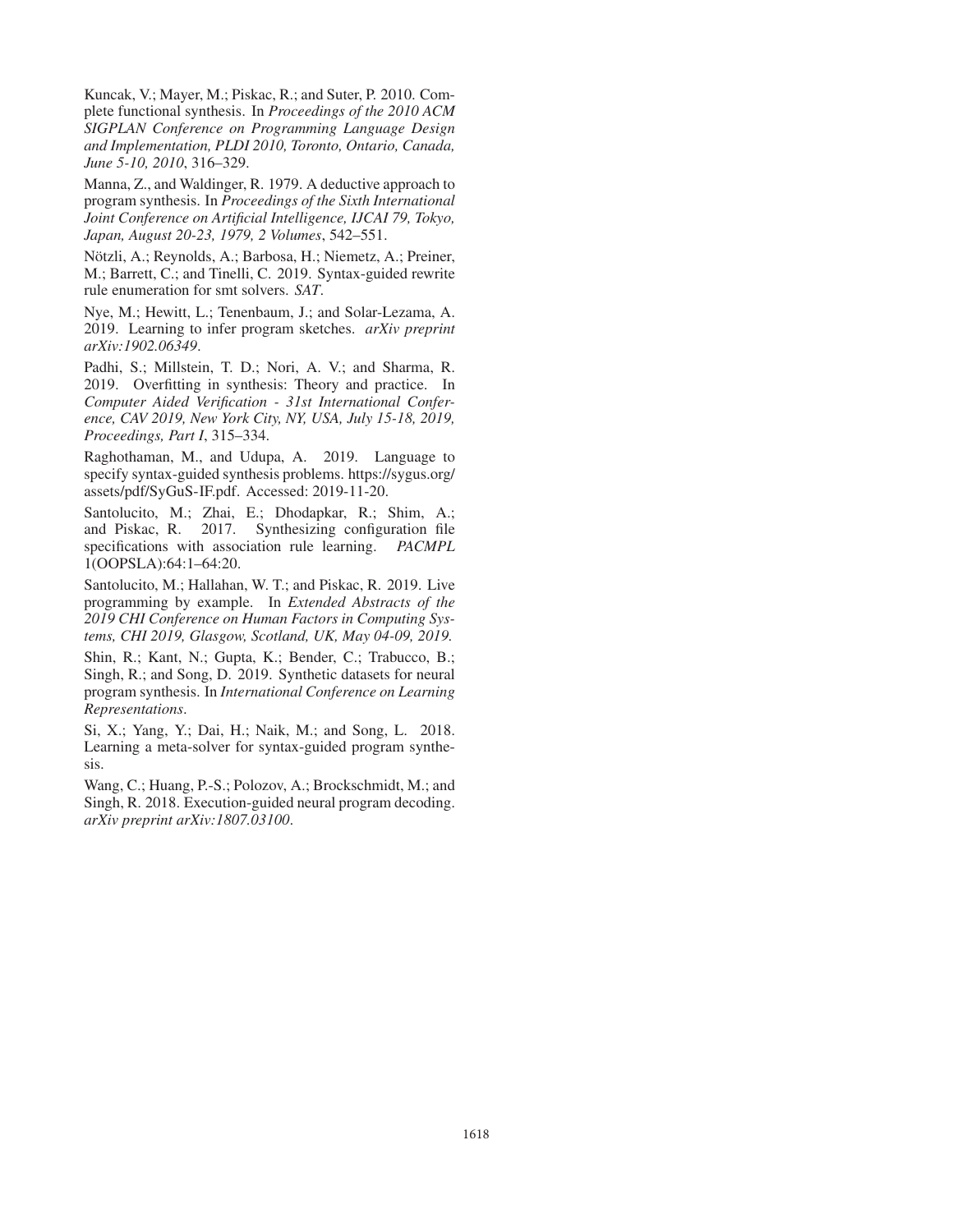Kuncak, V.; Mayer, M.; Piskac, R.; and Suter, P. 2010. Complete functional synthesis. In *Proceedings of the 2010 ACM SIGPLAN Conference on Programming Language Design and Implementation, PLDI 2010, Toronto, Ontario, Canada, June 5-10, 2010*, 316–329.

Manna, Z., and Waldinger, R. 1979. A deductive approach to program synthesis. In *Proceedings of the Sixth International Joint Conference on Artificial Intelligence, IJCAI 79, Tokyo, Japan, August 20-23, 1979, 2 Volumes*, 542–551.

Nötzli, A.; Reynolds, A.; Barbosa, H.; Niemetz, A.; Preiner, M.; Barrett, C.; and Tinelli, C. 2019. Syntax-guided rewrite rule enumeration for smt solvers. *SAT*.

Nye, M.; Hewitt, L.; Tenenbaum, J.; and Solar-Lezama, A. 2019. Learning to infer program sketches. *arXiv preprint arXiv:1902.06349*.

Padhi, S.; Millstein, T. D.; Nori, A. V.; and Sharma, R. 2019. Overfitting in synthesis: Theory and practice. In *Computer Aided Verification - 31st International Conference, CAV 2019, New York City, NY, USA, July 15-18, 2019, Proceedings, Part I*, 315–334.

Raghothaman, M., and Udupa, A. 2019. Language to specify syntax-guided synthesis problems. https://sygus.org/assets/pdf/SyGuS-IF.pdf. Accessed: 2019-11-20.

Santolucito, M.; Zhai, E.; Dhodapkar, R.; Shim, A.; and Piskac, R. 2017. Synthesizing configuration file specifications with association rule learning. *PACMPL* 1(OOPSLA):64:1–64:20.

Santolucito, M.; Hallahan, W. T.; and Piskac, R. 2019. Live programming by example. In *Extended Abstracts of the 2019 CHI Conference on Human Factors in Computing Systems, CHI 2019, Glasgow, Scotland, UK, May 04-09, 2019.*

Shin, R.; Kant, N.; Gupta, K.; Bender, C.; Trabucco, B.; Singh, R.; and Song, D. 2019. Synthetic datasets for neural program synthesis. In *International Conference on Learning Representations*.

Si, X.; Yang, Y.; Dai, H.; Naik, M.; and Song, L. 2018. Learning a meta-solver for syntax-guided program synthesis.

Wang, C.; Huang, P.-S.; Polozov, A.; Brockschmidt, M.; and Singh, R. 2018. Execution-guided neural program decoding. *arXiv preprint arXiv:1807.03100*.